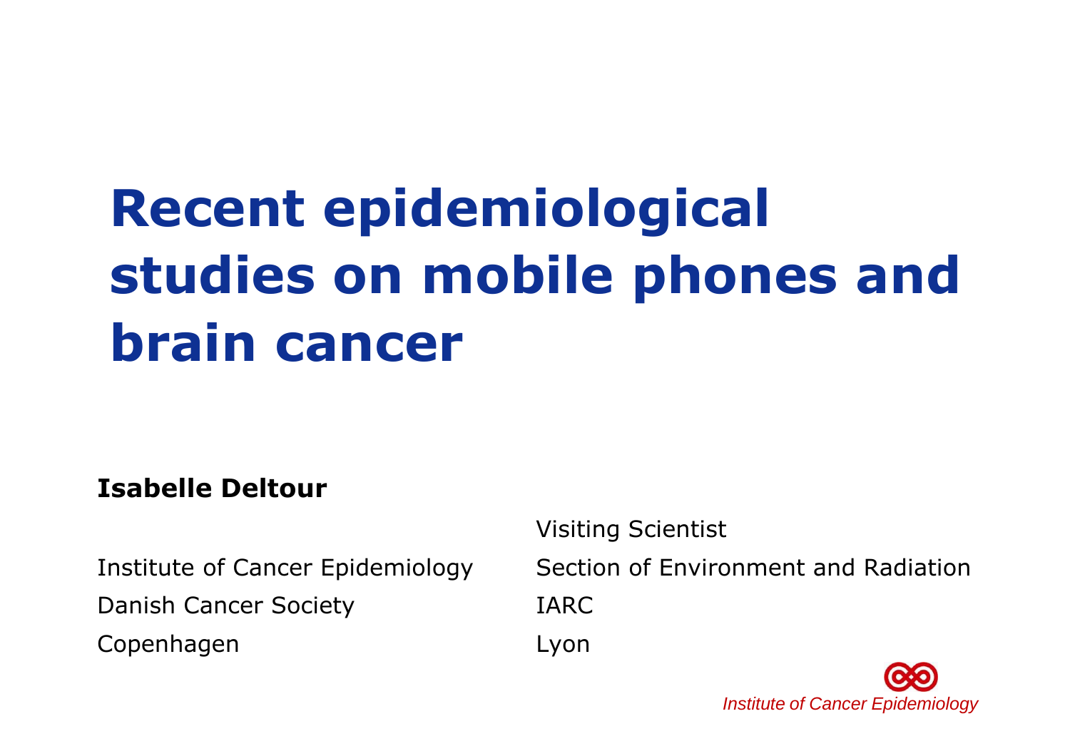# Recent epidemiological studies on mobile phones and brain cancer

**Isabelle Deltour**

Institute of Cancer Epidemiology
Danish Cancer Society
Copenhagen

Visiting Scientist
Section of Environment and Radiation
IARC
Lyon

*Institute of Cancer Epidemiology*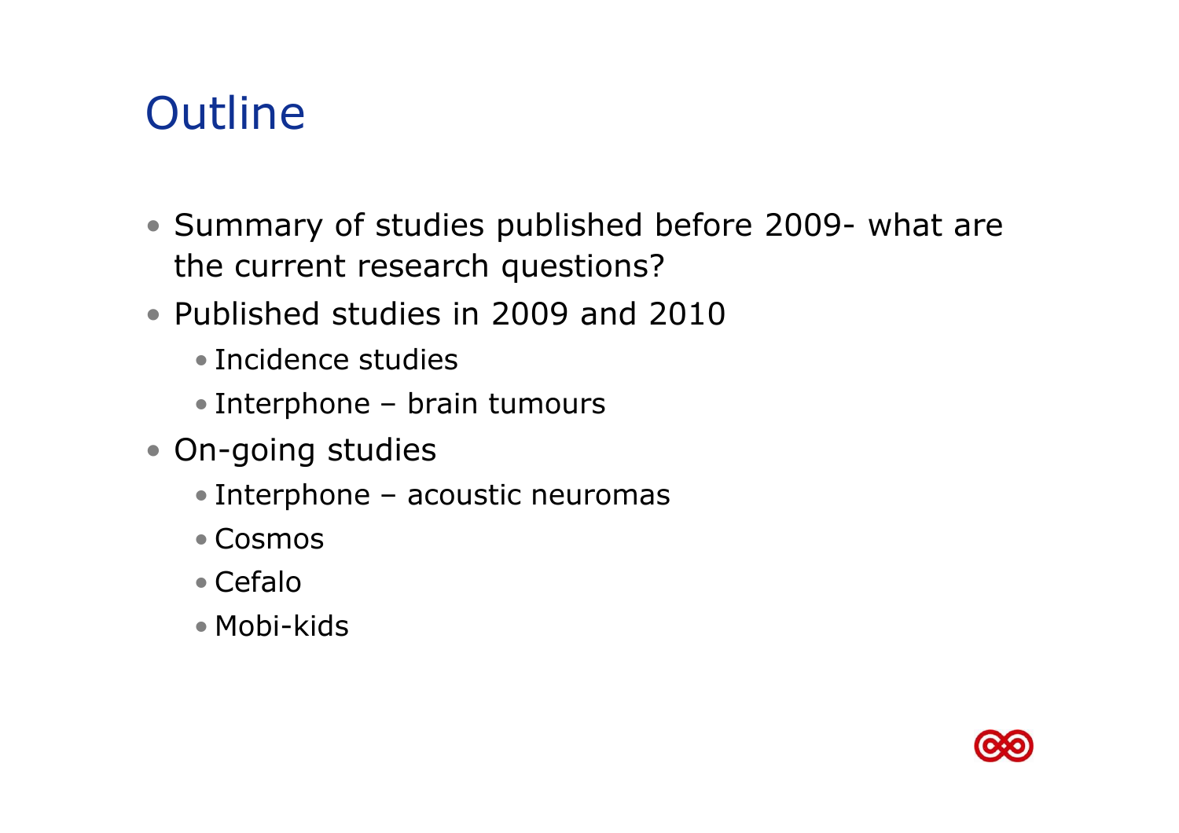# Outline

- Summary of studies published before 2009- what are the current research questions?
- Published studies in 2009 and 2010
  - Incidence studies
  - Interphone – brain tumours
- On-going studies
  - Interphone – acoustic neuromas
  - Cosmos
  - Cefalo
  - Mobi-kids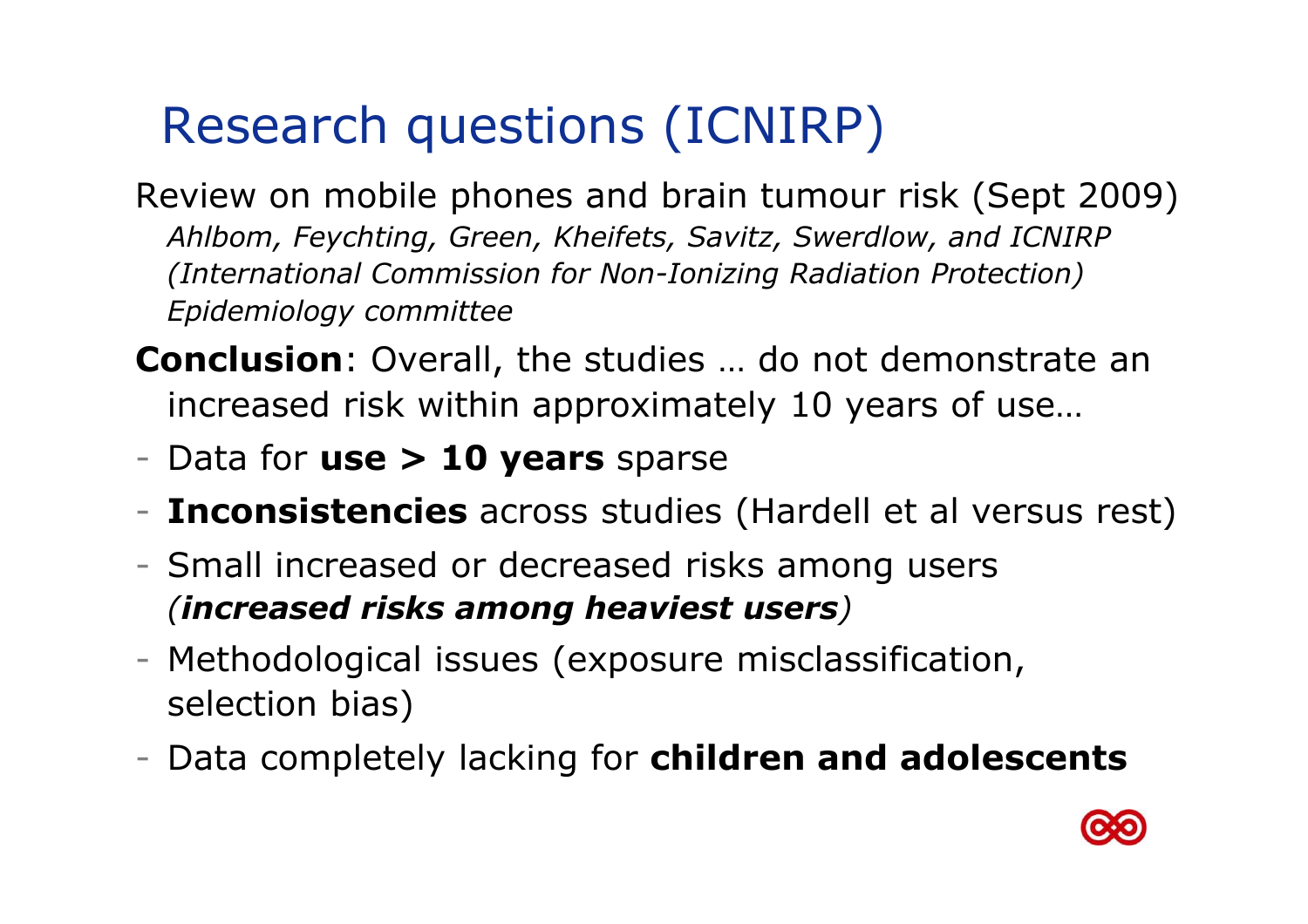# Research questions (ICNIRP)

Review on mobile phones and brain tumour risk (Sept 2009)

*Ahlbom, Feychting, Green, Kheifets, Savitz, Swerdlow, and ICNIRP (International Commission for Non-Ionizing Radiation Protection) Epidemiology committee*

**Conclusion**: Overall, the studies … do not demonstrate an increased risk within approximately 10 years of use…

- Data for **use > 10 years** sparse
- **Inconsistencies** across studies (Hardell et al versus rest)
- Small increased or decreased risks among users *(**increased risks among heaviest users**)*
- Methodological issues (exposure misclassification, selection bias)
- Data completely lacking for **children and adolescents**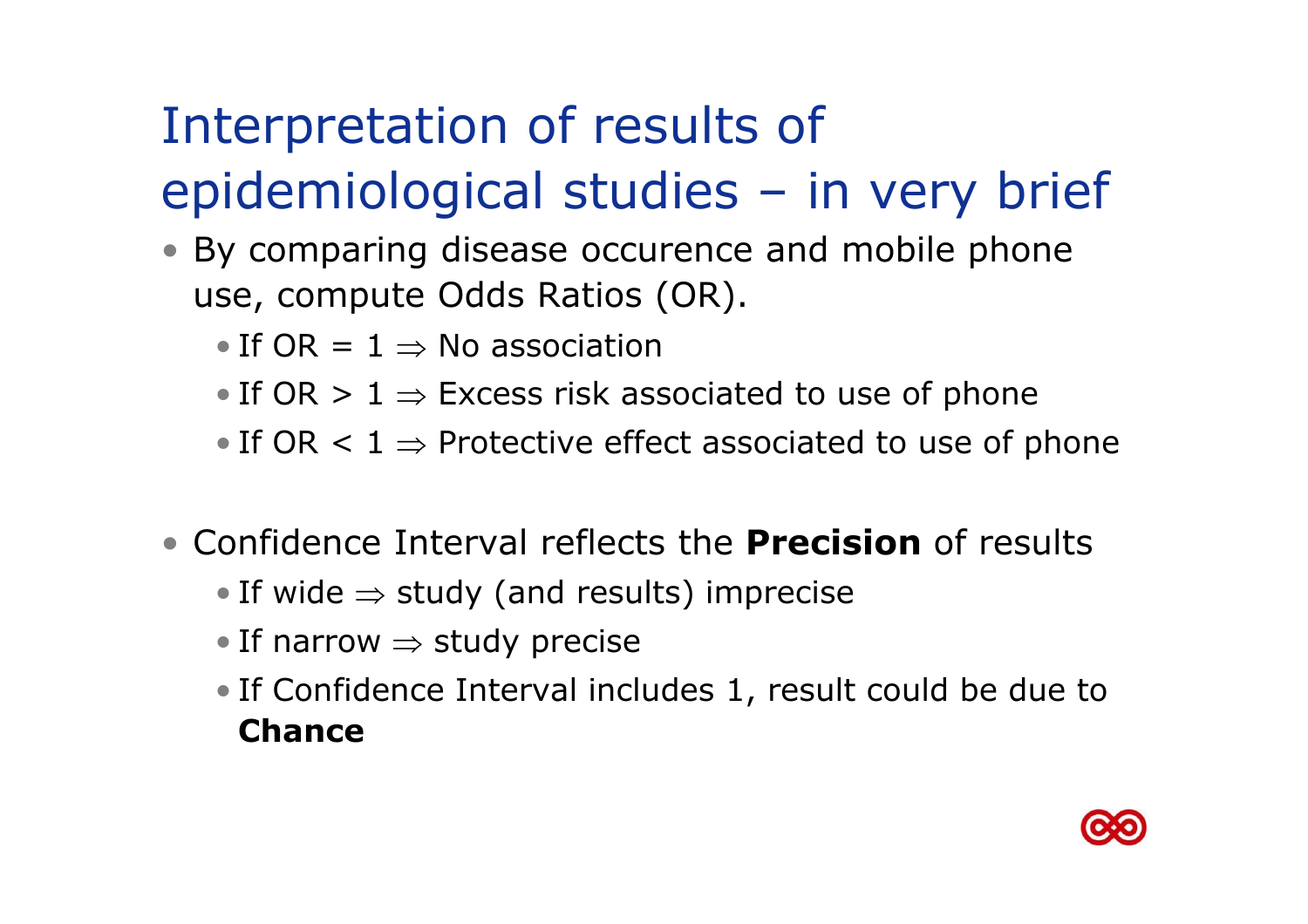# Interpretation of results of epidemiological studies – in very brief

- By comparing disease occurence and mobile phone use, compute Odds Ratios (OR).
  - If OR = 1 $\Rightarrow$ No association
  - If OR > 1 $\Rightarrow$ Excess risk associated to use of phone
  - If OR < 1 $\Rightarrow$ Protective effect associated to use of phone

- Confidence Interval reflects the **Precision** of results
  - If wide $\Rightarrow$ study (and results) imprecise
  - If narrow $\Rightarrow$ study precise
  - If Confidence Interval includes 1, result could be due to **Chance**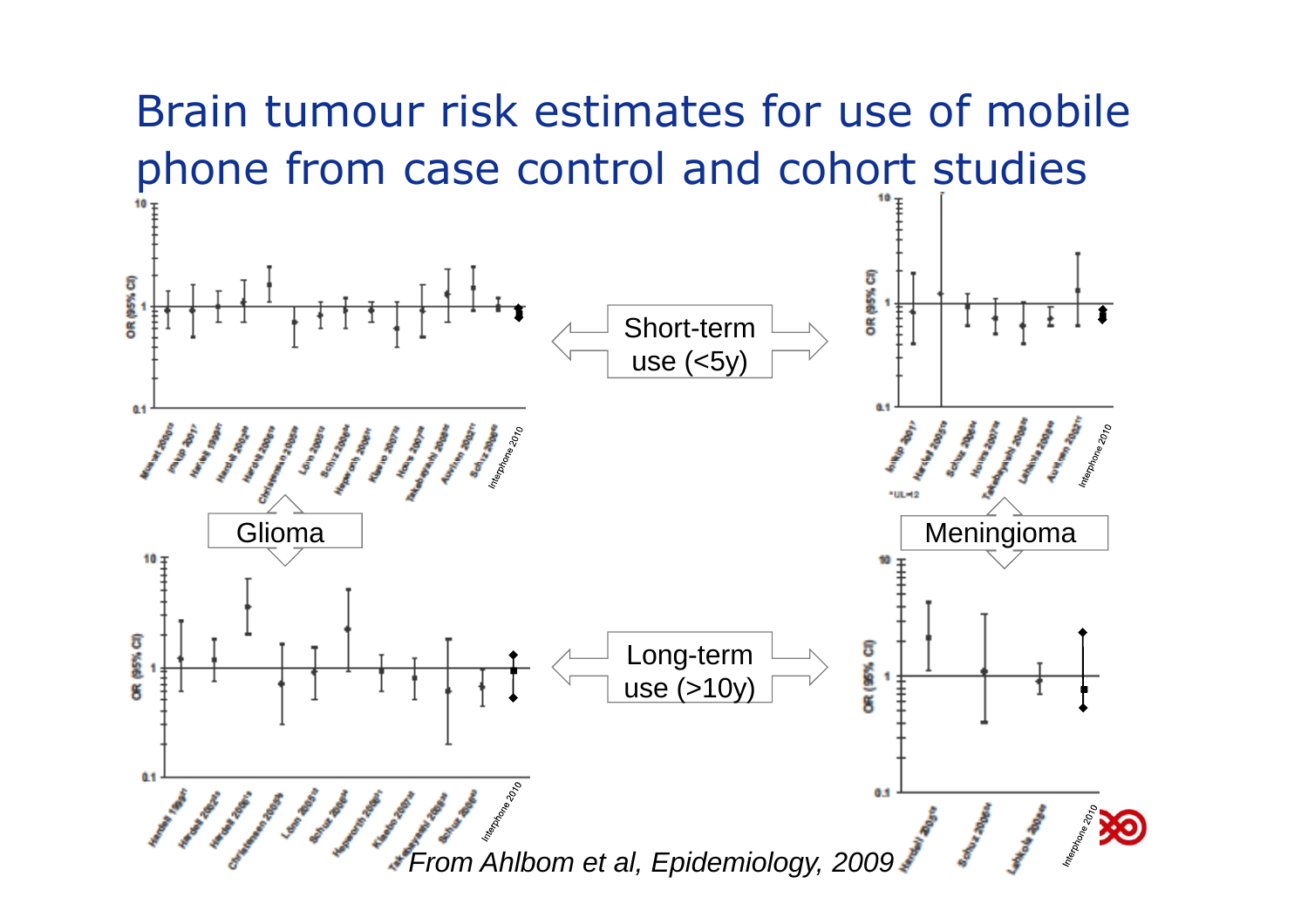# Brain tumour risk estimates for use of mobile phone from case control and cohort studies

Short-term use (<5y)

Glioma

Meningioma

Long-term use (>10y)

*From Ahlbom et al, Epidemiology, 2009*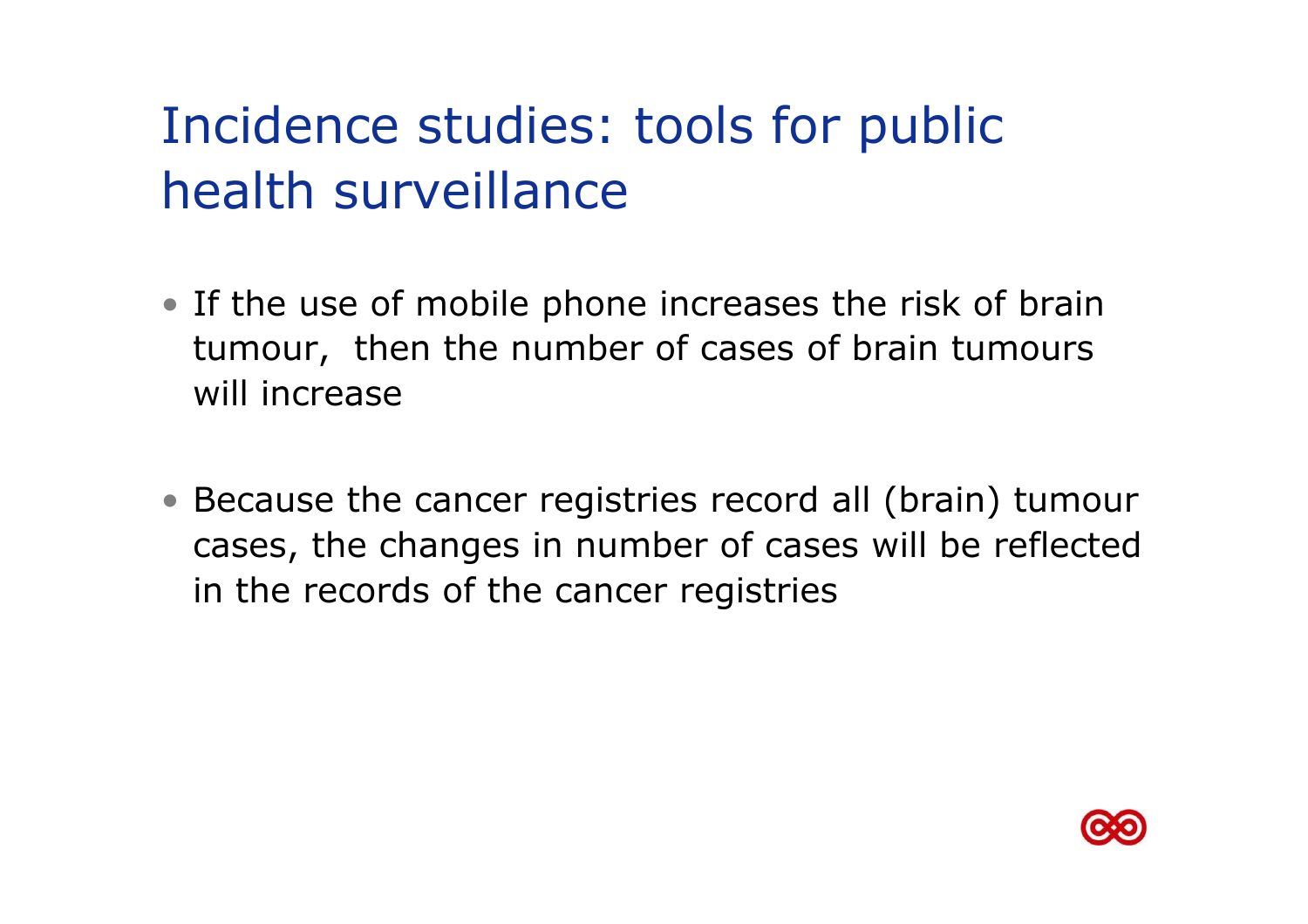# Incidence studies: tools for public health surveillance

- If the use of mobile phone increases the risk of brain tumour, then the number of cases of brain tumours will increase

- Because the cancer registries record all (brain) tumour cases, the changes in number of cases will be reflected in the records of the cancer registries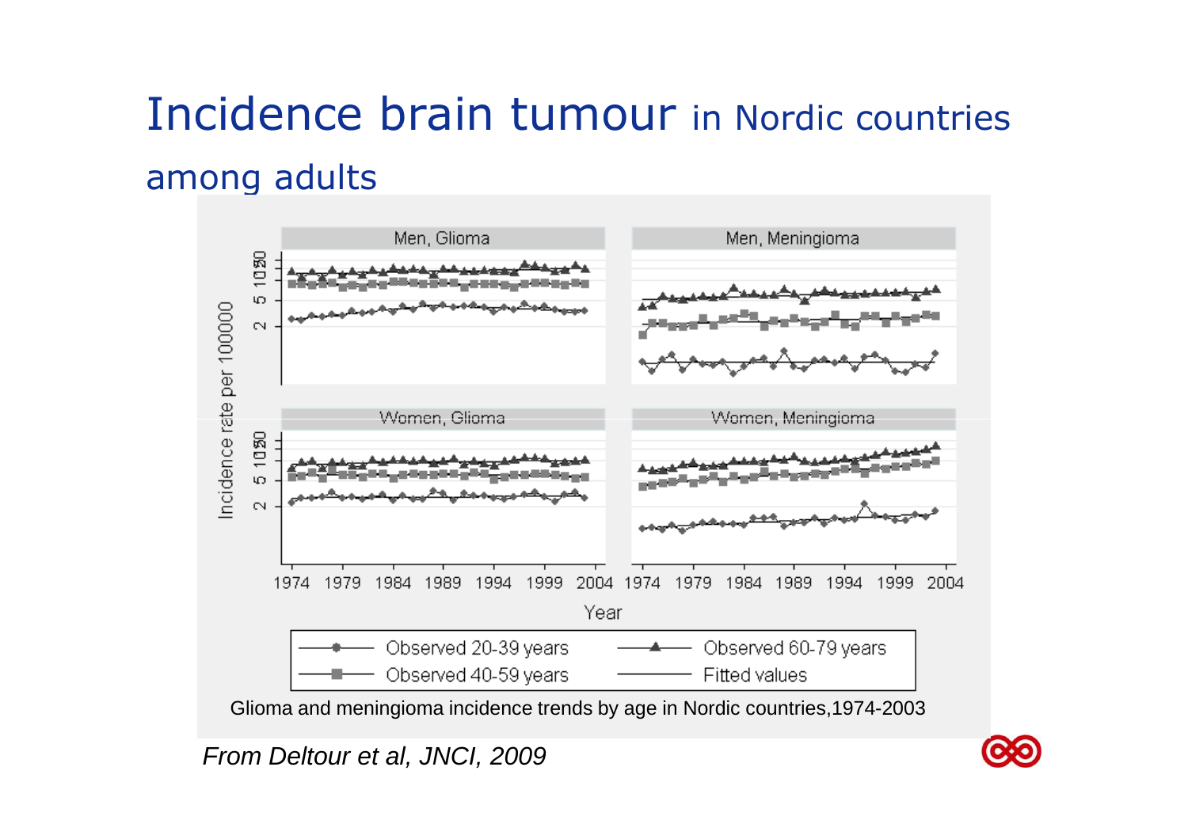# Incidence brain tumour in Nordic countries among adults

Glioma and meningioma incidence trends by age in Nordic countries,1974-2003

*From Deltour et al, JNCI, 2009*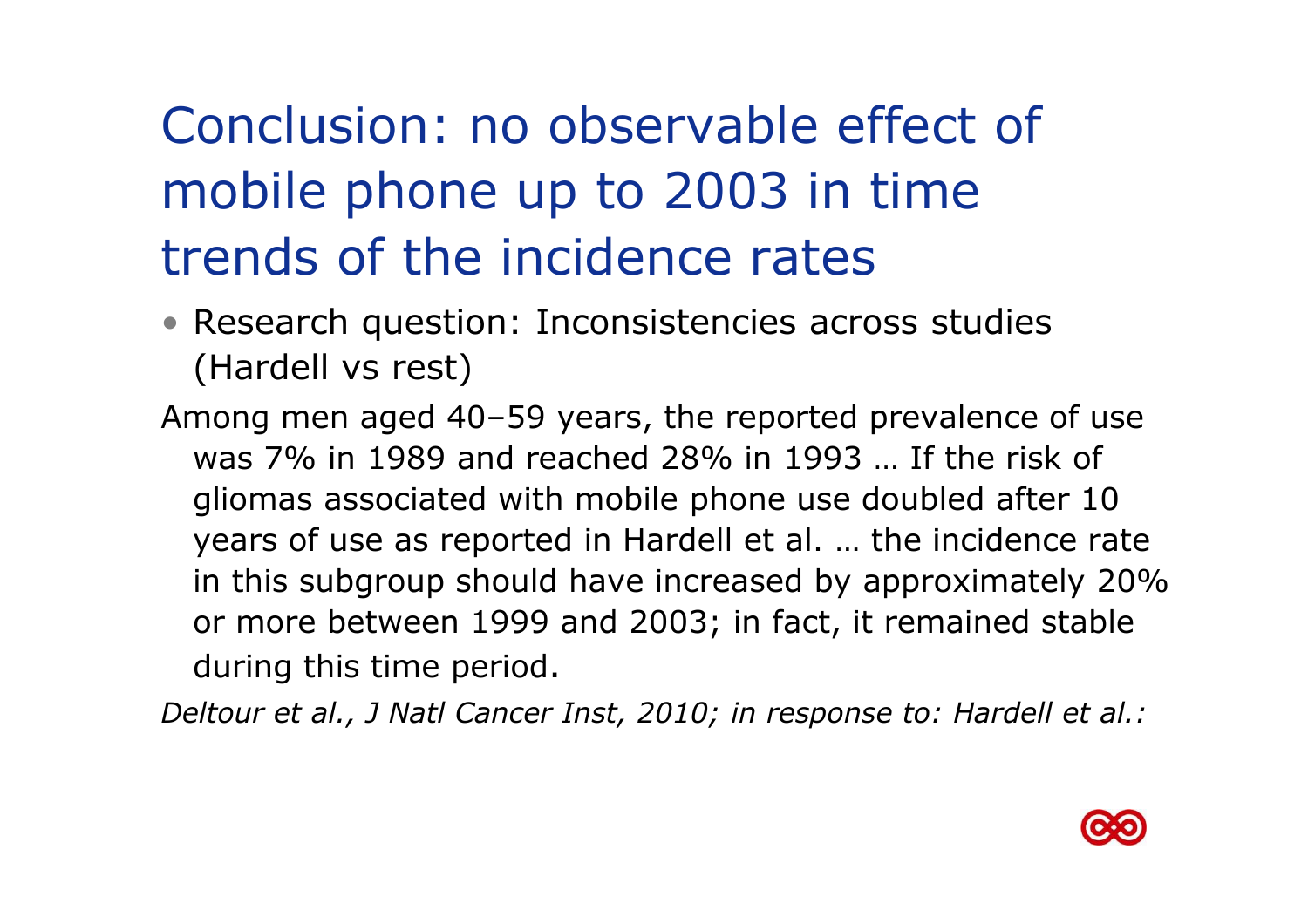# Conclusion: no observable effect of mobile phone up to 2003 in time trends of the incidence rates

- Research question: Inconsistencies across studies (Hardell vs rest)

Among men aged 40–59 years, the reported prevalence of use was 7% in 1989 and reached 28% in 1993 … If the risk of gliomas associated with mobile phone use doubled after 10 years of use as reported in Hardell et al. … the incidence rate in this subgroup should have increased by approximately 20% or more between 1999 and 2003; in fact, it remained stable during this time period.

*Deltour et al., J Natl Cancer Inst, 2010; in response to: Hardell et al.:*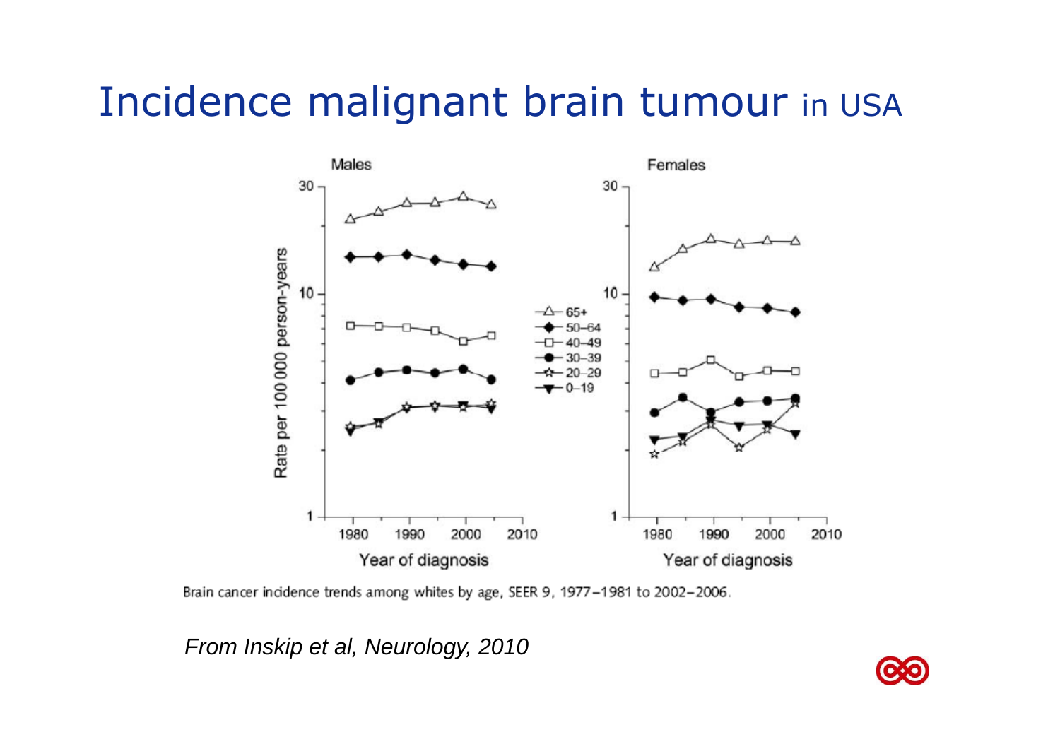# Incidence malignant brain tumour in USA

Brain cancer incidence trends among whites by age, SEER 9, 1977–1981 to 2002–2006.

*From Inskip et al, Neurology, 2010*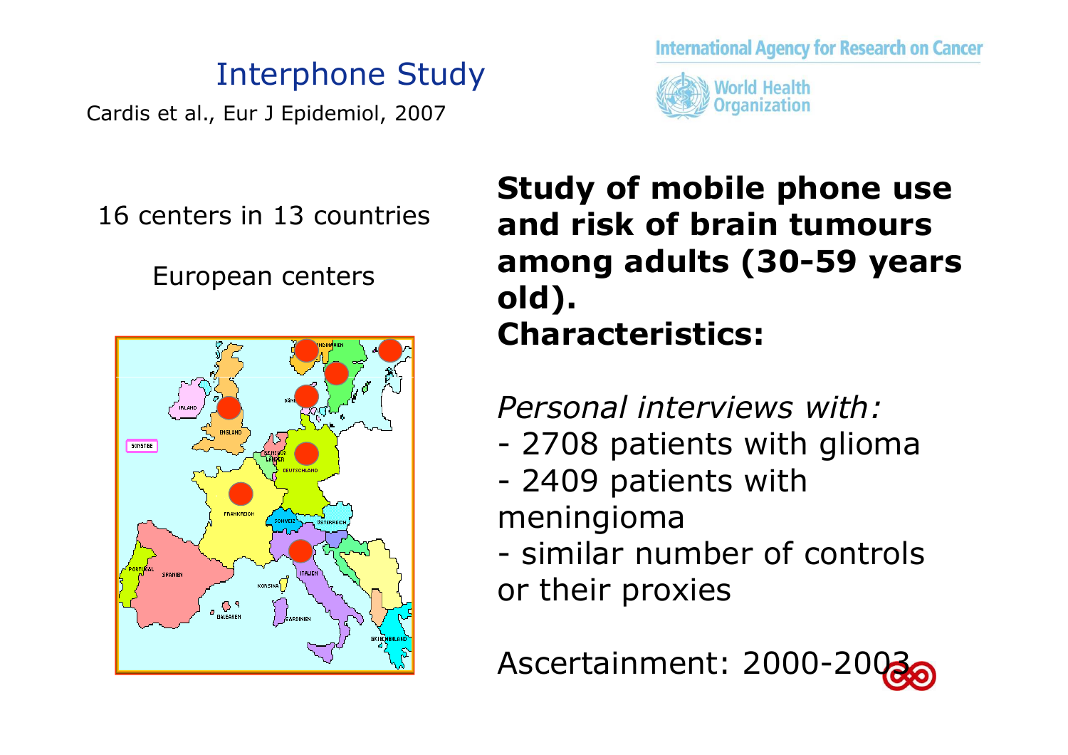# Interphone Study

Cardis et al., Eur J Epidemiol, 2007

International Agency for Research on Cancer

World Health Organization

16 centers in 13 countries

European centers

**Study of mobile phone use and risk of brain tumours among adults (30-59 years old).**
**Characteristics:**

*Personal interviews with:*

- 2708 patients with glioma
- 2409 patients with meningioma
- similar number of controls or their proxies

Ascertainment: 2000-2003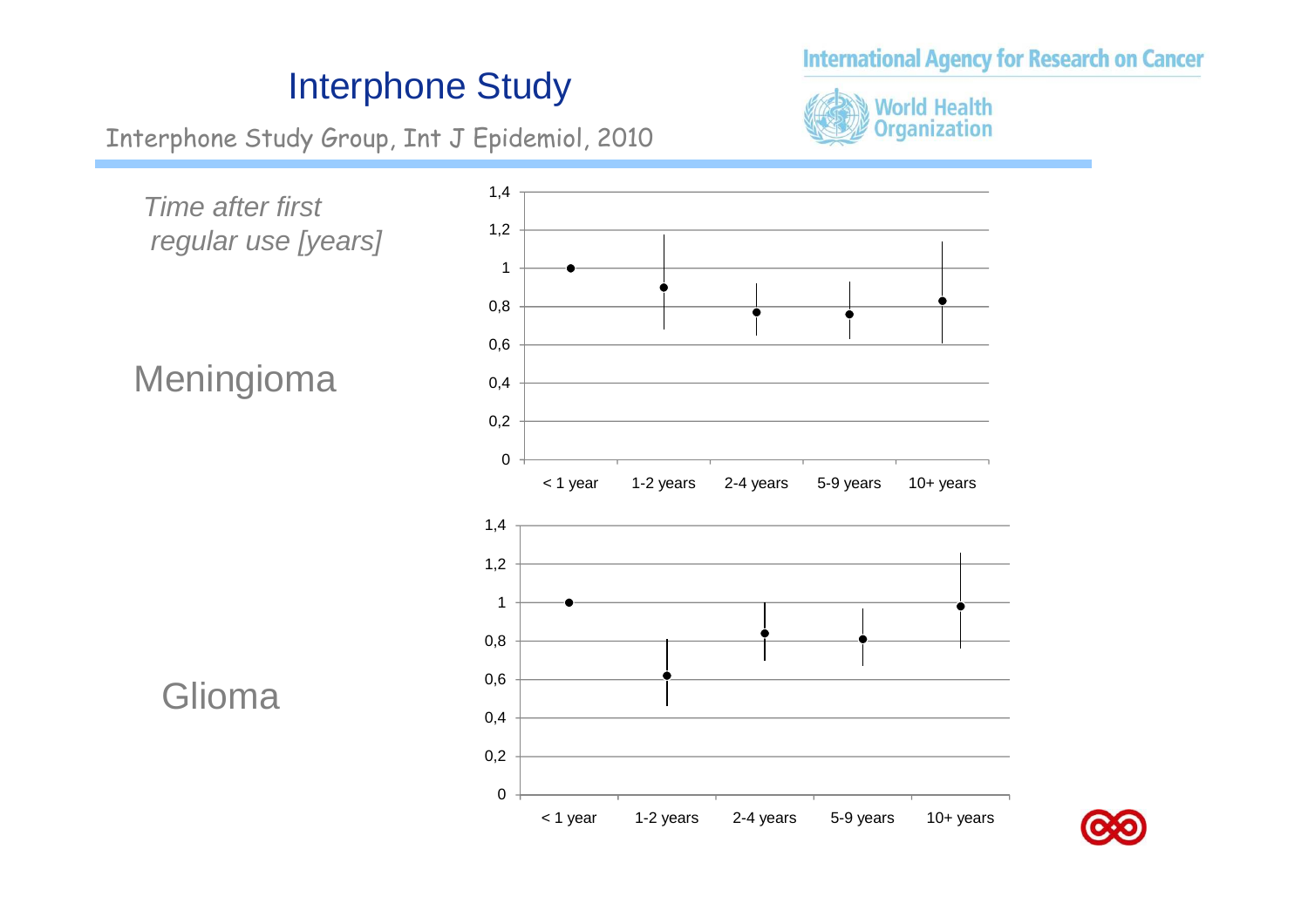# Interphone Study

Interphone Study Group, Int J Epidemiol, 2010

International Agency for Research on Cancer

World Health Organization

*Time after first regular use [years]*

Meningioma

Glioma

< 1 year | 1-2 years | 2-4 years | 5-9 years | 10+ years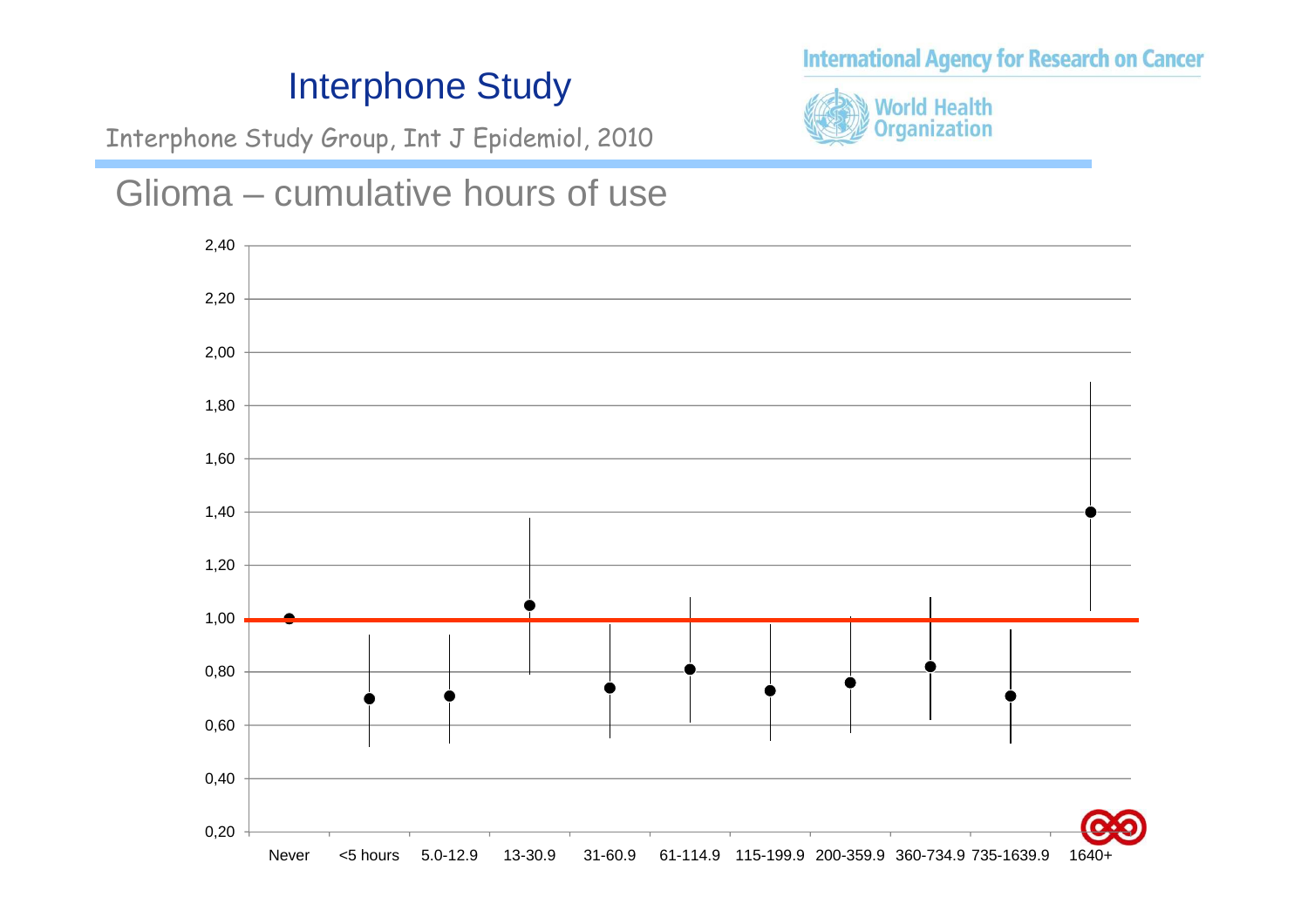# Interphone Study

Interphone Study Group, Int J Epidemiol, 2010

International Agency for Research on Cancer

World Health Organization

## Glioma – cumulative hours of use

2,40
2,20
2,00
1,80
1,60
1,40
1,20
1,00
0,80
0,60
0,40
0,20

Never | <5 hours | 5.0-12.9 | 13-30.9 | 31-60.9 | 61-114.9 | 115-199.9 | 200-359.9 | 360-734.9 | 735-1639.9 | 1640+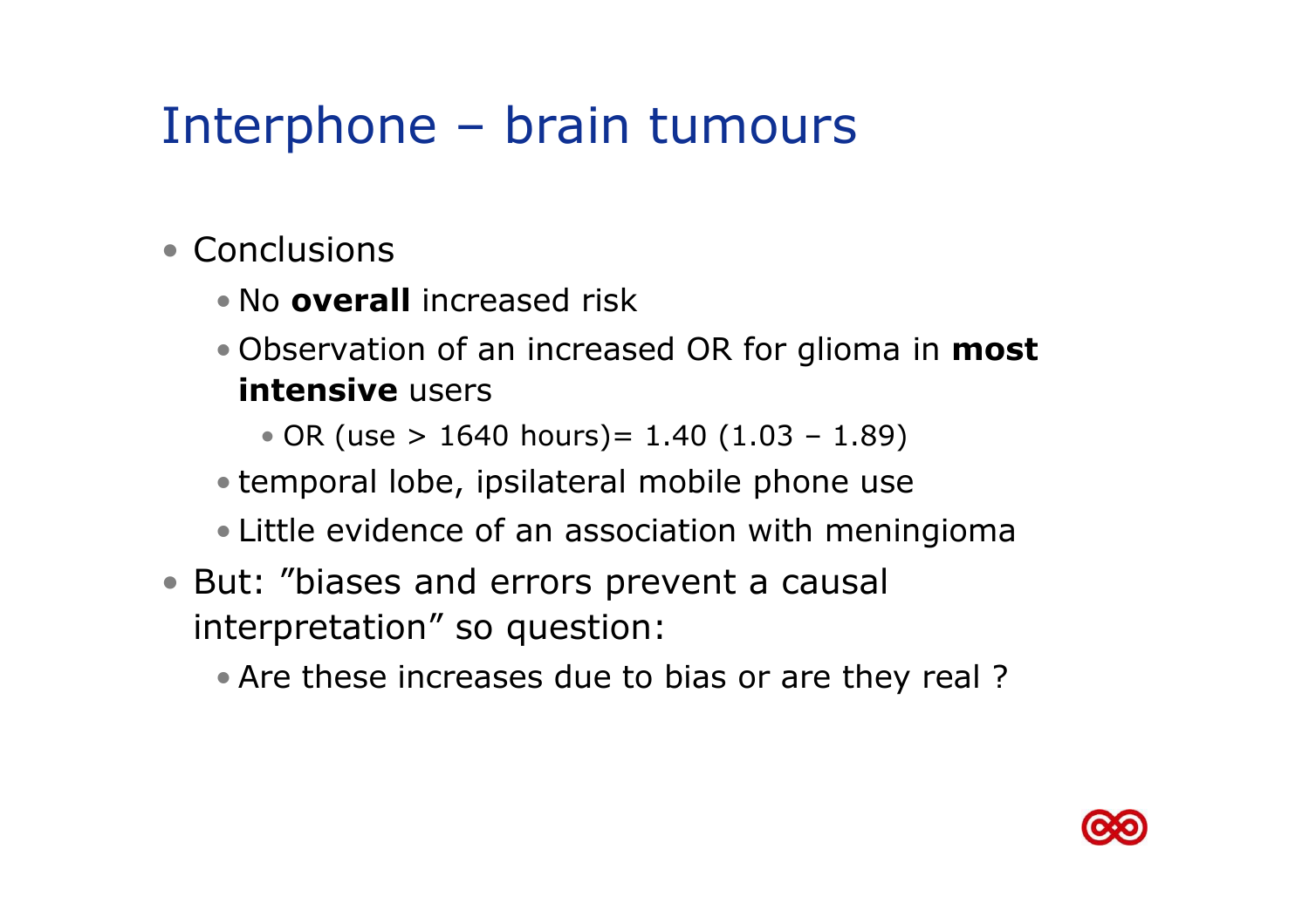# Interphone – brain tumours

- Conclusions
  - No **overall** increased risk
  - Observation of an increased OR for glioma in **most intensive** users
    - OR (use > 1640 hours)= 1.40 (1.03 – 1.89)
  - temporal lobe, ipsilateral mobile phone use
  - Little evidence of an association with meningioma
- But: ”biases and errors prevent a causal interpretation” so question:
  - Are these increases due to bias or are they real ?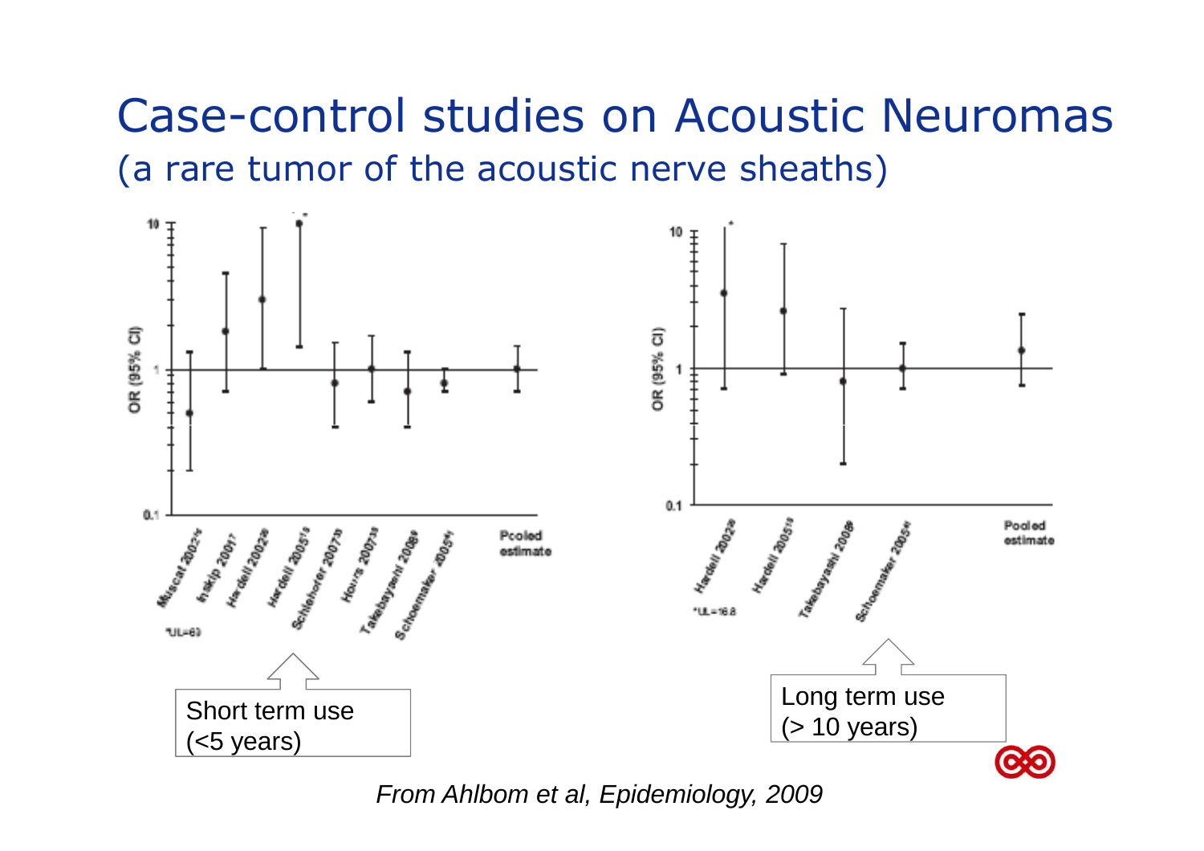# Case-control studies on Acoustic Neuromas

(a rare tumor of the acoustic nerve sheaths)

OR (95% CI)

Muscat 2002, Inskip 2001, Hardell 2002, Hardell 2005, Schlehofer 2007, Hours 2007, Takebayashi 2008, Schoemaker 2005, Pooled estimate

*UL=63

Short term use (<5 years)

OR (95% CI)

Hardell 2002, Hardell 2005, Takebayashi 2008, Schoemaker 2005, Pooled estimate

*UL=16.8

Long term use (> 10 years)

*From Ahlbom et al, Epidemiology, 2009*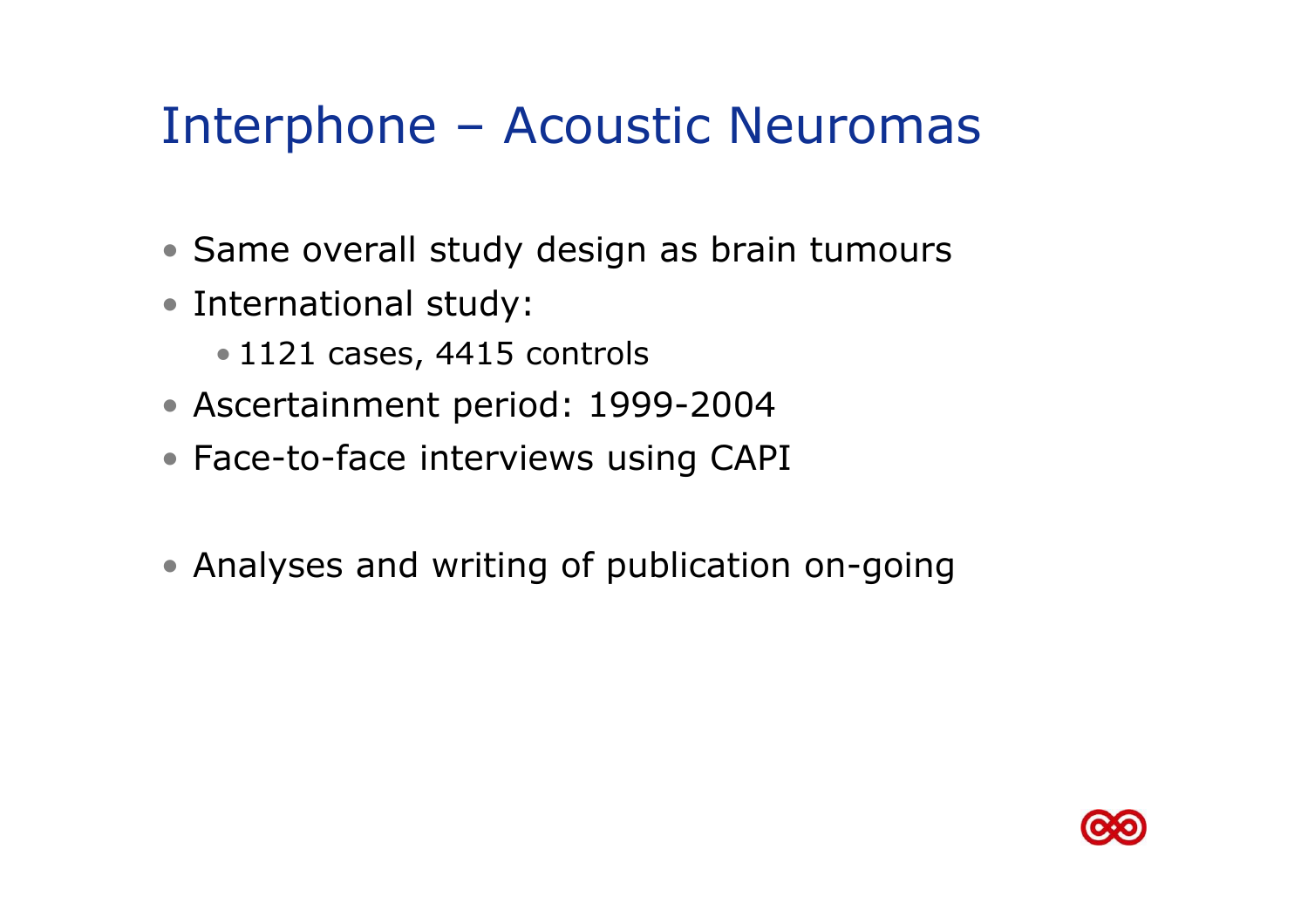# Interphone – Acoustic Neuromas

- Same overall study design as brain tumours
- International study:
  - 1121 cases, 4415 controls
- Ascertainment period: 1999-2004
- Face-to-face interviews using CAPI

- Analyses and writing of publication on-going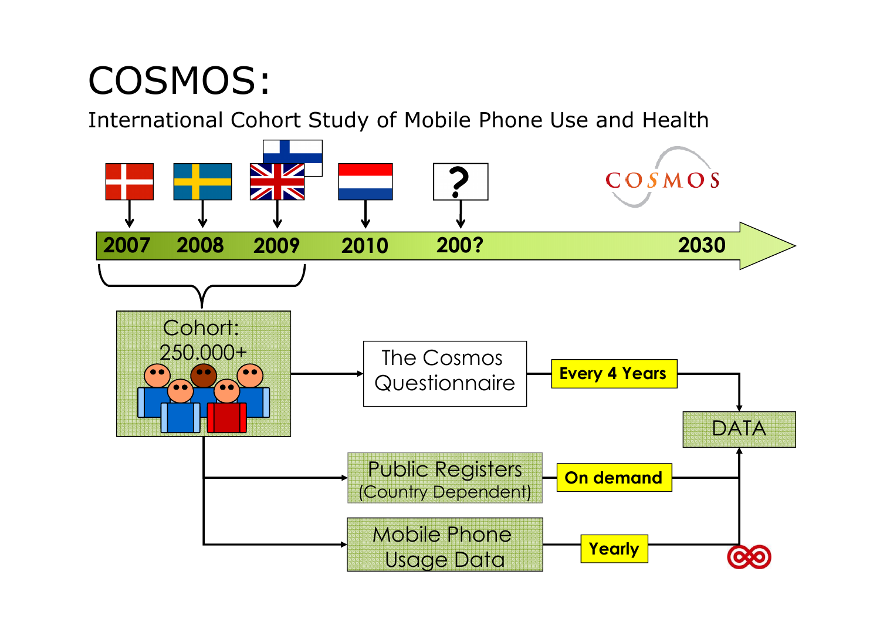# COSMOS:

International Cohort Study of Mobile Phone Use and Health

COSMOS

2007 — 2008 — 2009 — 2010 — 200? — 2030

Cohort: 250.000+

The Cosmos Questionnaire → Every 4 Years → DATA

Public Registers (Country Dependent) → On demand → DATA

Mobile Phone Usage Data → Yearly → DATA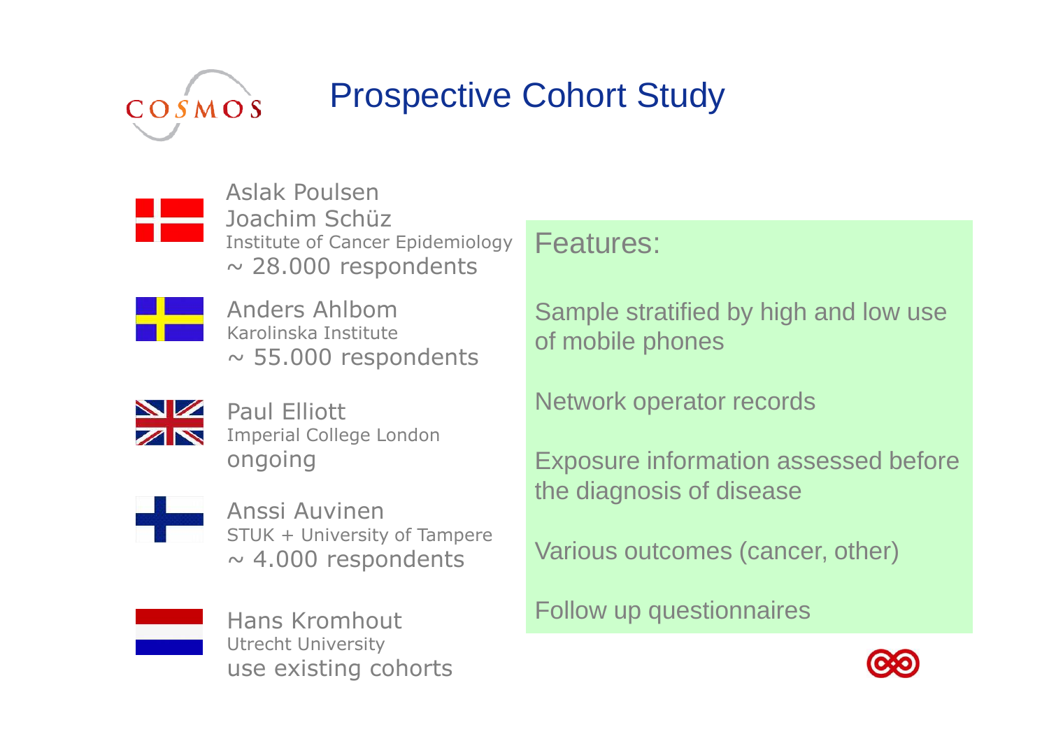# Prospective Cohort Study

**Denmark**
Aslak Poulsen
Joachim Schüz
Institute of Cancer Epidemiology
~ 28.000 respondents

**Sweden**
Anders Ahlbom
Karolinska Institute
~ 55.000 respondents

**United Kingdom**
Paul Elliott
Imperial College London
ongoing

**Finland**
Anssi Auvinen
STUK + University of Tampere
~ 4.000 respondents

**Netherlands**
Hans Kromhout
Utrecht University
use existing cohorts

## Features:

Sample stratified by high and low use of mobile phones

Network operator records

Exposure information assessed before the diagnosis of disease

Various outcomes (cancer, other)

Follow up questionnaires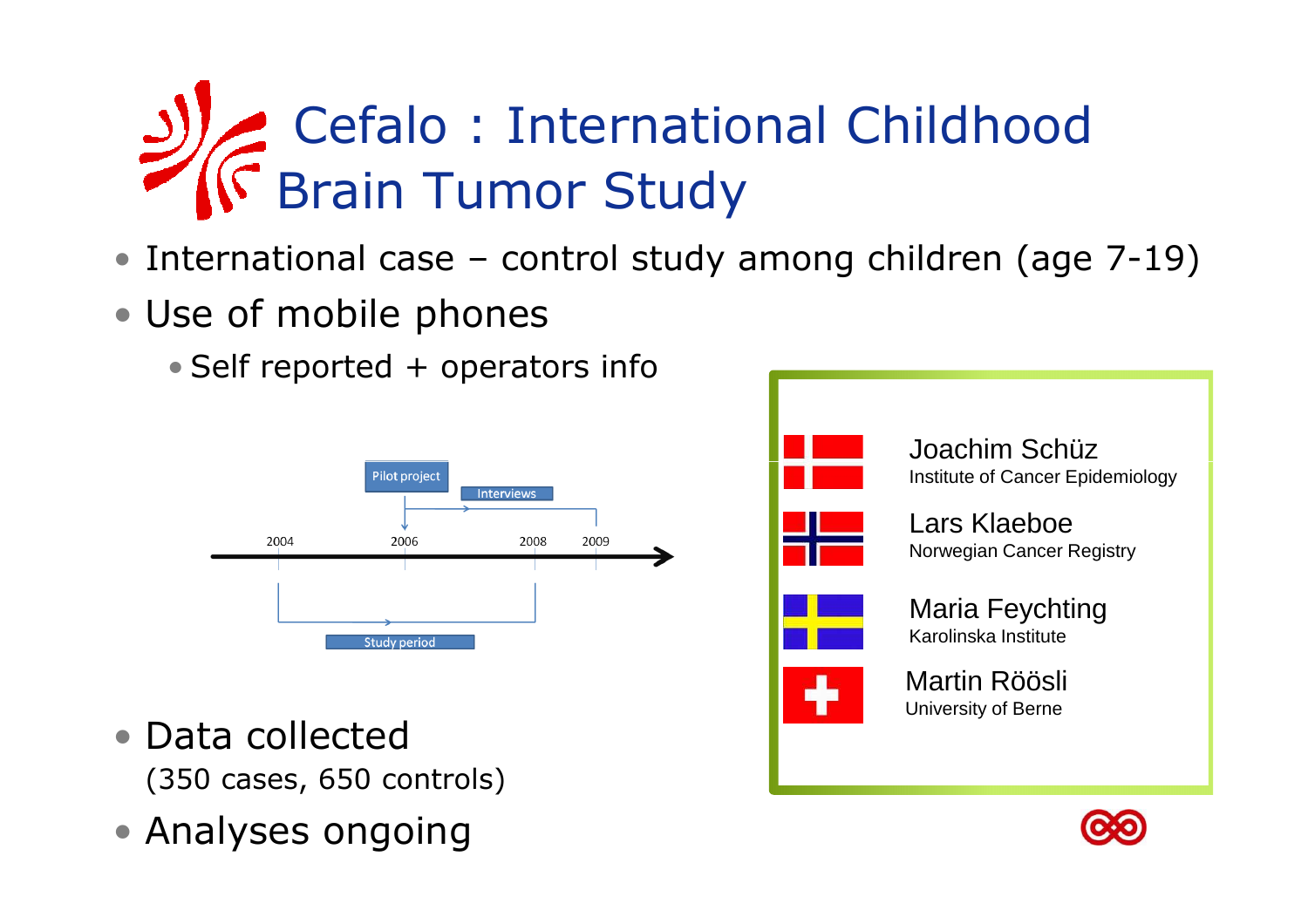# Cefalo : International Childhood Brain Tumor Study

- International case – control study among children (age 7-19)
- Use of mobile phones
  - Self reported + operators info

Pilot project

Interviews

2004 2006 2008 2009

Study period

- Data collected
  (350 cases, 650 controls)
- Analyses ongoing

Joachim Schüz
Institute of Cancer Epidemiology

Lars Klaeboe
Norwegian Cancer Registry

Maria Feychting
Karolinska Institute

Martin Röösli
University of Berne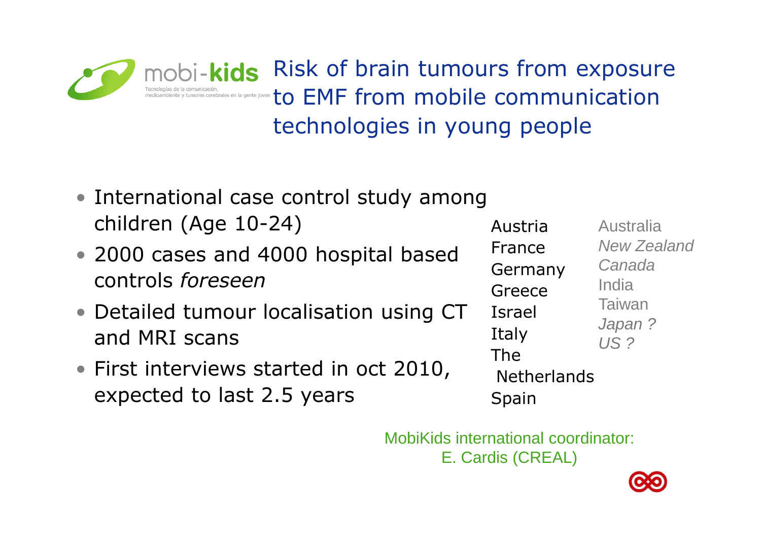mobi-**kids**

Tecnologías de la comunicación, medioambiente y tumores cerebrales en la gente joven

# Risk of brain tumours from exposure to EMF from mobile communication technologies in young people

- International case control study among children (Age 10-24)
- 2000 cases and 4000 hospital based controls *foreseen*
- Detailed tumour localisation using CT and MRI scans
- First interviews started in oct 2010, expected to last 2.5 years

Austria
France
Germany
Greece
Israel
Italy
The Netherlands
Spain

Australia
*New Zealand*
*Canada*
India
Taiwan
*Japan ?*
*US ?*

MobiKids international coordinator:
E. Cardis (CREAL)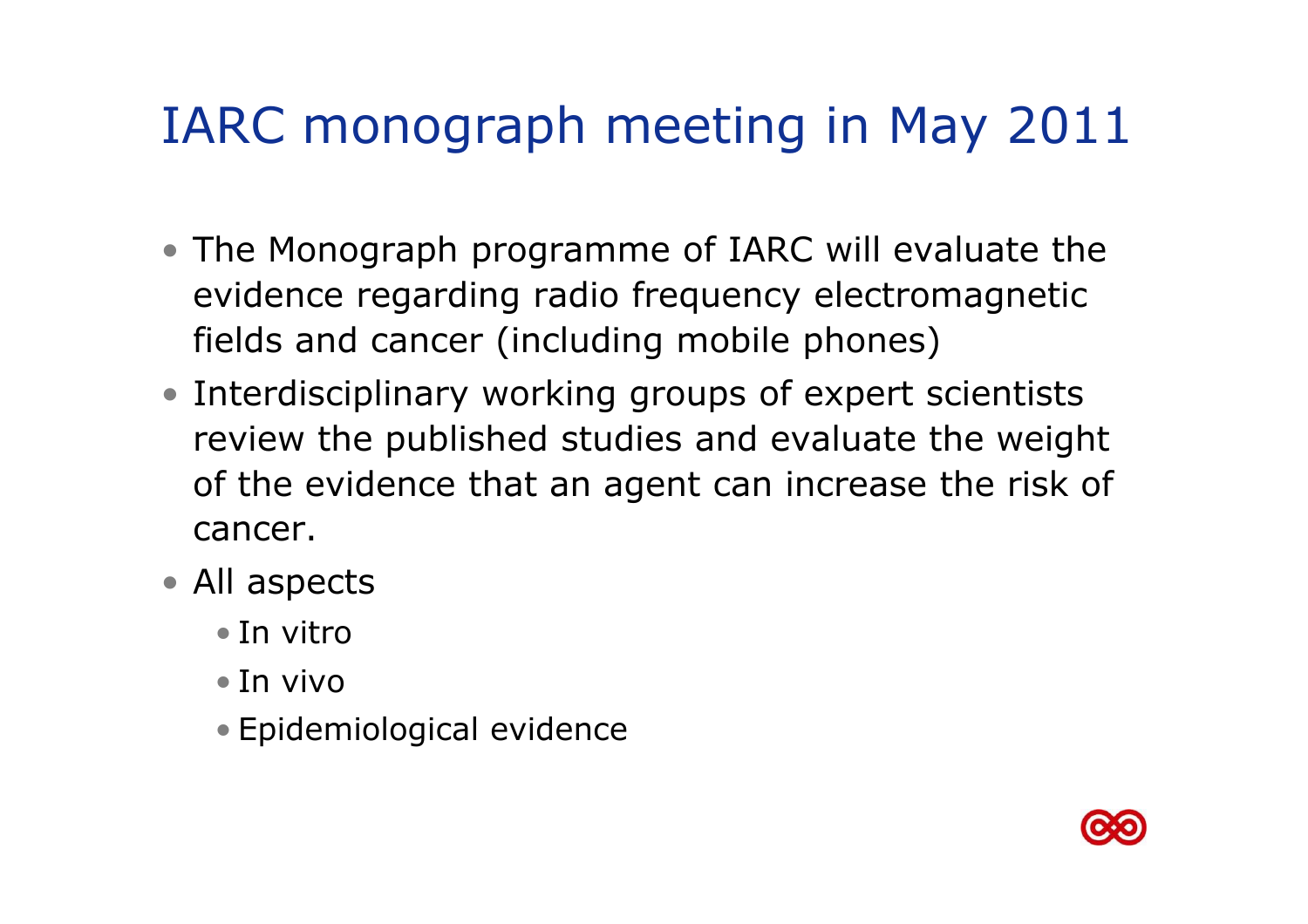# IARC monograph meeting in May 2011

- The Monograph programme of IARC will evaluate the evidence regarding radio frequency electromagnetic fields and cancer (including mobile phones)
- Interdisciplinary working groups of expert scientists review the published studies and evaluate the weight of the evidence that an agent can increase the risk of cancer.
- All aspects
  - In vitro
  - In vivo
  - Epidemiological evidence